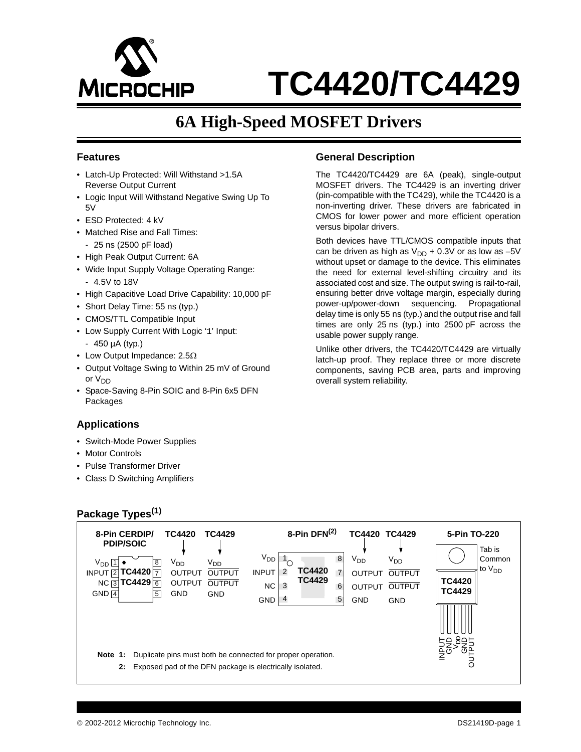# TC4420/TC4429

## 6A High-Speed MOSFET Drivers

### Features

- Latch-Up Protected: Will Withstand >1.5A Reverse Output Current
- Logic Input Will Withstand Negative Swing Up To 5V
- ESD Protected: 4 kV
- Matched Rise and Fall Times:
  - 25 ns (2500 pF load)
- High Peak Output Current: 6A
- Wide Input Supply Voltage Operating Range:
  - 4.5V to 18V
- High Capacitive Load Drive Capability: 10,000 pF
- Short Delay Time: 55 ns (typ.)
- CMOS/TTL Compatible Input
- Low Supply Current With Logic '1' Input:
  - 450 µA (typ.)
- Low Output Impedance: 2.5Ω
- Output Voltage Swing to Within 25 mV of Ground or $V_{DD}$
- Space-Saving 8-Pin SOIC and 8-Pin 6x5 DFN Packages

### Applications

- Switch-Mode Power Supplies
- Motor Controls
- Pulse Transformer Driver
- Class D Switching Amplifiers

### General Description

The TC4420/TC4429 are 6A (peak), single-output MOSFET drivers. The TC4429 is an inverting driver (pin-compatible with the TC429), while the TC4420 is a non-inverting driver. These drivers are fabricated in CMOS for lower power and more efficient operation versus bipolar drivers.

Both devices have TTL/CMOS compatible inputs that can be driven as high as $V_{DD}$ + 0.3V or as low as –5V without upset or damage to the device. This eliminates the need for external level-shifting circuitry and its associated cost and size. The output swing is rail-to-rail, ensuring better drive voltage margin, especially during power-up/power-down sequencing. Propagational delay time is only 55 ns (typ.) and the output rise and fall times are only 25 ns (typ.) into 2500 pF across the usable power supply range.

Unlike other drivers, the TC4420/TC4429 are virtually latch-up proof. They replace three or more discrete components, saving PCB area, parts and improving overall system reliability.

### Package Types(1)

**8-Pin CERDIP/PDIP/SOIC**

| Pin | Name | TC4420 | TC4429 |
|---|---|---|---|
| 1 | $V_{DD}$ | | |
| 2 | INPUT | | |
| 3 | NC | | |
| 4 | GND | | |
| 5 | | GND | GND |
| 6 | | OUTPUT | $\overline{\text{OUTPUT}}$ |
| 7 | | OUTPUT | $\overline{\text{OUTPUT}}$ |
| 8 | | $V_{DD}$ | $V_{DD}$ |

**8-Pin DFN(2)**

| Pin | Name | TC4420 | TC4429 |
|---|---|---|---|
| 1 | $V_{DD}$ | | |
| 2 | INPUT | | |
| 3 | NC | | |
| 4 | GND | | |
| 5 | | GND | GND |
| 6 | | OUTPUT | $\overline{\text{OUTPUT}}$ |
| 7 | | OUTPUT | $\overline{\text{OUTPUT}}$ |
| 8 | | $V_{DD}$ | $V_{DD}$ |

**5-Pin TO-220** (TC4420/TC4429): INPUT, GND, $V_{DD}$, GND, OUTPUT. Tab is Common to $V_{DD}$.

**Note 1:** Duplicate pins must both be connected for proper operation.

**2:** Exposed pad of the DFN package is electrically isolated.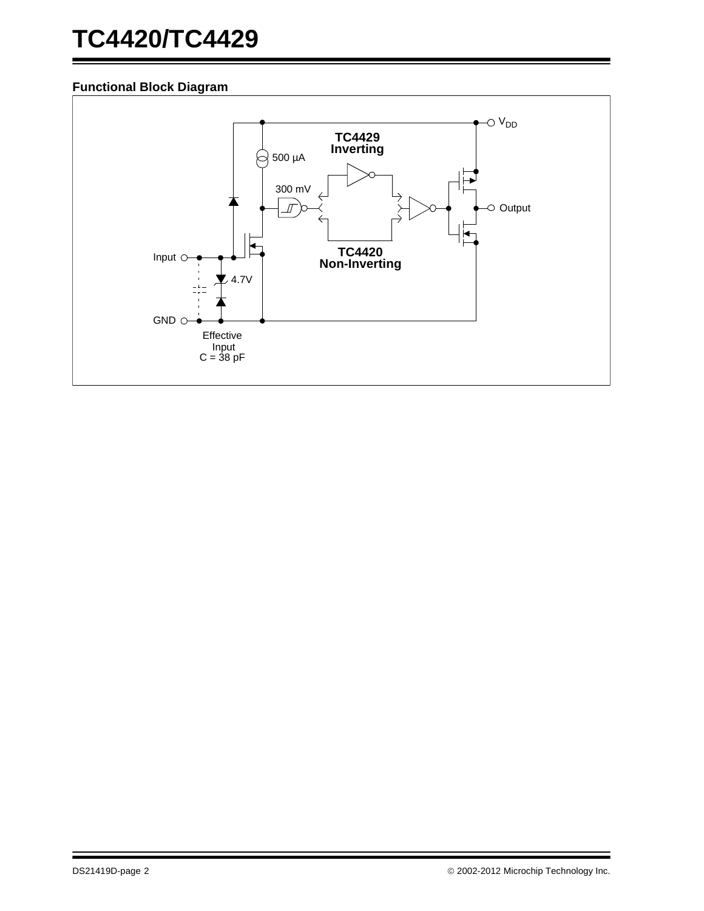## Functional Block Diagram

TC4429
Inverting

500 µA

300 mV

Output

$V_{DD}$

Input

4.7V

TC4420
Non-Inverting

GND

Effective
Input
C = 38 pF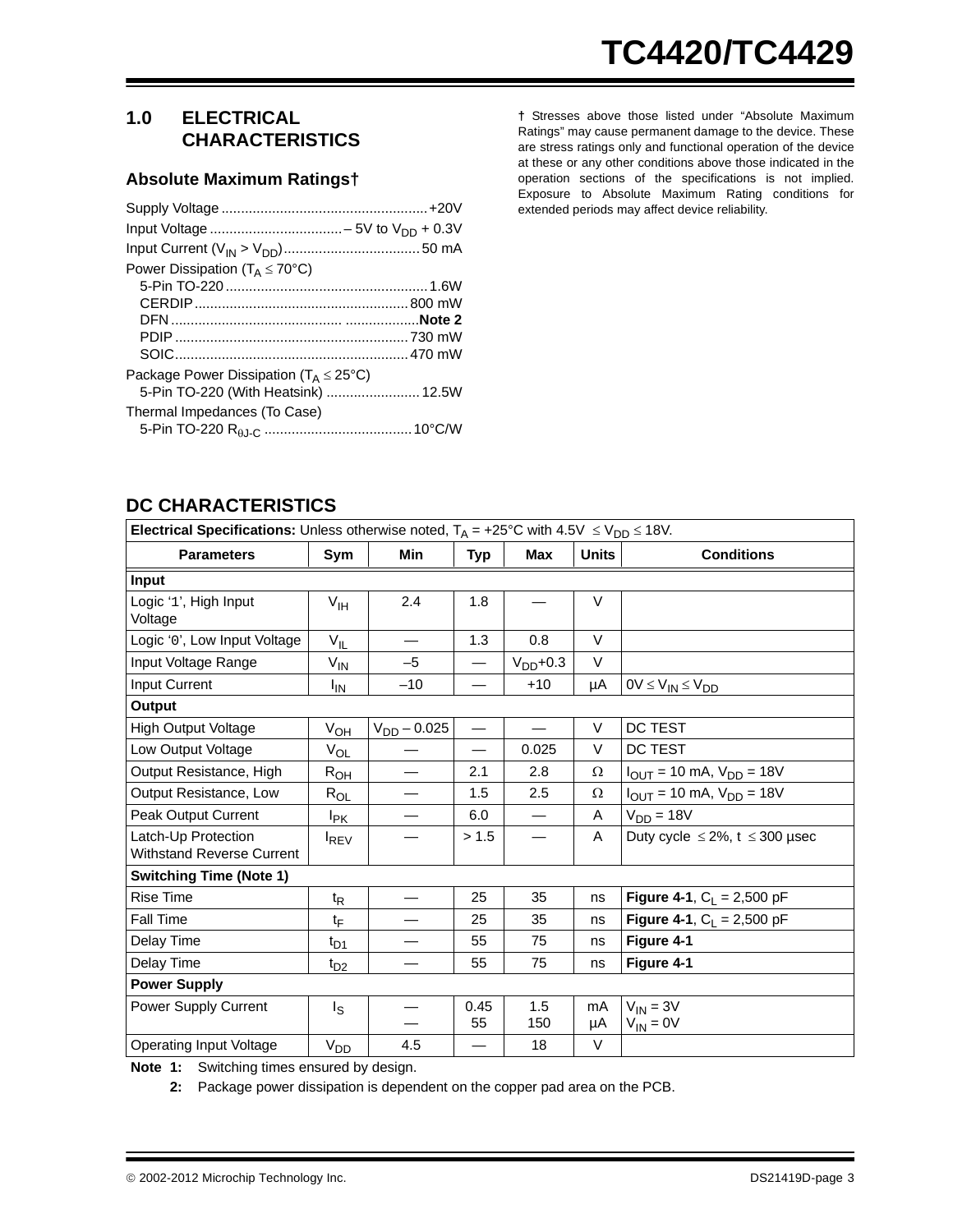## 1.0 ELECTRICAL CHARACTERISTICS

### Absolute Maximum Ratings†

Supply Voltage .................................................... +20V
Input Voltage .................................. – 5V to $V_{DD}$ + 0.3V
Input Current ($V_{IN} > V_{DD}$) .................................. 50 mA
Power Dissipation ($T_A \leq 70°C$)
  5-Pin TO-220 .................................................. 1.6W
  CERDIP ...................................................... 800 mW
  DFN ............................................. .................. **Note 2**
  PDIP ........................................................... 730 mW
  SOIC ........................................................... 470 mW
Package Power Dissipation ($T_A \leq 25°C$)
  5-Pin TO-220 (With Heatsink) ........................ 12.5W
Thermal Impedances (To Case)
  5-Pin TO-220 $R_{\theta J\text{-}C}$ ...................................... 10°C/W

† Stresses above those listed under "Absolute Maximum Ratings" may cause permanent damage to the device. These are stress ratings only and functional operation of the device at these or any other conditions above those indicated in the operation sections of the specifications is not implied. Exposure to Absolute Maximum Rating conditions for extended periods may affect device reliability.

## DC CHARACTERISTICS

| **Electrical Specifications:** Unless otherwise noted, $T_A$ = +25°C with 4.5V ≤ $V_{DD}$ ≤ 18V. | | | | | | |
|---|---|---|---|---|---|---|
| **Parameters** | **Sym** | **Min** | **Typ** | **Max** | **Units** | **Conditions** |
| **Input** | | | | | | |
| Logic '1', High Input Voltage | $V_{IH}$ | 2.4 | 1.8 | — | V | |
| Logic '0', Low Input Voltage | $V_{IL}$ | — | 1.3 | 0.8 | V | |
| Input Voltage Range | $V_{IN}$ | –5 | — | $V_{DD}$+0.3 | V | |
| Input Current | $I_{IN}$ | –10 | — | +10 | µA | 0V ≤ $V_{IN}$ ≤ $V_{DD}$ |
| **Output** | | | | | | |
| High Output Voltage | $V_{OH}$ | $V_{DD}$ – 0.025 | — | — | V | DC TEST |
| Low Output Voltage | $V_{OL}$ | — | — | 0.025 | V | DC TEST |
| Output Resistance, High | $R_{OH}$ | — | 2.1 | 2.8 | Ω | $I_{OUT}$ = 10 mA, $V_{DD}$ = 18V |
| Output Resistance, Low | $R_{OL}$ | — | 1.5 | 2.5 | Ω | $I_{OUT}$ = 10 mA, $V_{DD}$ = 18V |
| Peak Output Current | $I_{PK}$ | — | 6.0 | — | A | $V_{DD}$ = 18V |
| Latch-Up Protection Withstand Reverse Current | $I_{REV}$ | — | > 1.5 | — | A | Duty cycle ≤ 2%, t ≤ 300 µsec |
| **Switching Time (Note 1)** | | | | | | |
| Rise Time | $t_R$ | — | 25 | 35 | ns | **Figure 4-1**, $C_L$ = 2,500 pF |
| Fall Time | $t_F$ | — | 25 | 35 | ns | **Figure 4-1**, $C_L$ = 2,500 pF |
| Delay Time | $t_{D1}$ | — | 55 | 75 | ns | **Figure 4-1** |
| Delay Time | $t_{D2}$ | — | 55 | 75 | ns | **Figure 4-1** |
| **Power Supply** | | | | | | |
| Power Supply Current | $I_S$ | —<br>— | 0.45<br>55 | 1.5<br>150 | mA<br>µA | $V_{IN}$ = 3V<br>$V_{IN}$ = 0V |
| Operating Input Voltage | $V_{DD}$ | 4.5 | — | 18 | V | |

**Note 1:** Switching times ensured by design.

**2:** Package power dissipation is dependent on the copper pad area on the PCB.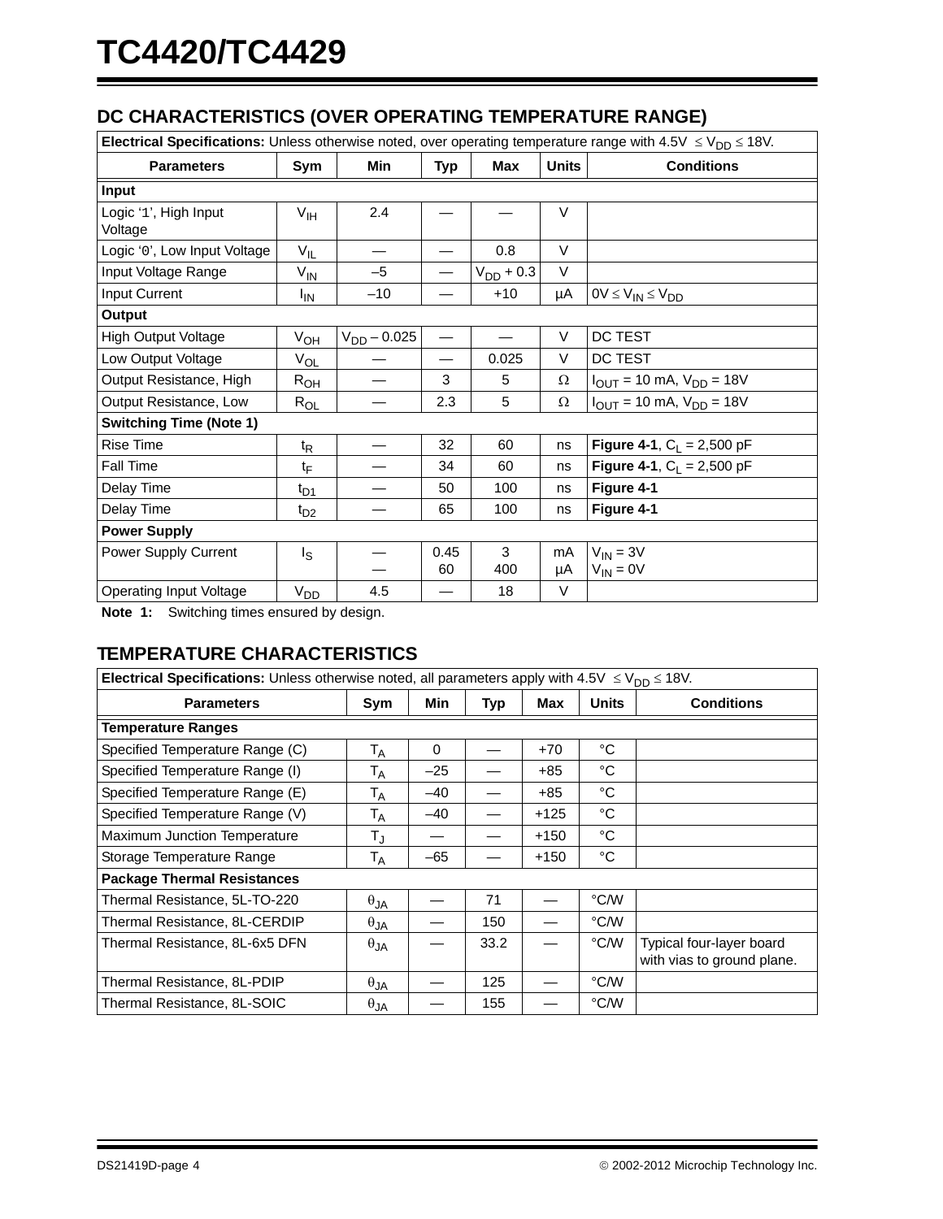## DC CHARACTERISTICS (OVER OPERATING TEMPERATURE RANGE)

| **Electrical Specifications:** Unless otherwise noted, over operating temperature range with 4.5V $\leq V_{DD} \leq$ 18V. | | | | | | |
|---|---|---|---|---|---|---|
| **Parameters** | **Sym** | **Min** | **Typ** | **Max** | **Units** | **Conditions** |
| **Input** | | | | | | |
| Logic '1', High Input Voltage | $V_{IH}$ | 2.4 | — | — | V | |
| Logic '0', Low Input Voltage | $V_{IL}$ | — | — | 0.8 | V | |
| Input Voltage Range | $V_{IN}$ | –5 | — | $V_{DD}$ + 0.3 | V | |
| Input Current | $I_{IN}$ | –10 | — | +10 | µA | 0V $\leq V_{IN} \leq V_{DD}$ |
| **Output** | | | | | | |
| High Output Voltage | $V_{OH}$ | $V_{DD}$ – 0.025 | — | — | V | DC TEST |
| Low Output Voltage | $V_{OL}$ | — | — | 0.025 | V | DC TEST |
| Output Resistance, High | $R_{OH}$ | — | 3 | 5 | Ω | $I_{OUT}$ = 10 mA, $V_{DD}$ = 18V |
| Output Resistance, Low | $R_{OL}$ | — | 2.3 | 5 | Ω | $I_{OUT}$ = 10 mA, $V_{DD}$ = 18V |
| **Switching Time (Note 1)** | | | | | | |
| Rise Time | $t_R$ | — | 32 | 60 | ns | **Figure 4-1**, $C_L$ = 2,500 pF |
| Fall Time | $t_F$ | — | 34 | 60 | ns | **Figure 4-1**, $C_L$ = 2,500 pF |
| Delay Time | $t_{D1}$ | — | 50 | 100 | ns | **Figure 4-1** |
| Delay Time | $t_{D2}$ | — | 65 | 100 | ns | **Figure 4-1** |
| **Power Supply** | | | | | | |
| Power Supply Current | $I_S$ | —<br>— | 0.45<br>60 | 3<br>400 | mA<br>µA | $V_{IN}$ = 3V<br>$V_{IN}$ = 0V |
| Operating Input Voltage | $V_{DD}$ | 4.5 | — | 18 | V | |

**Note 1:** Switching times ensured by design.

## TEMPERATURE CHARACTERISTICS

| **Electrical Specifications:** Unless otherwise noted, all parameters apply with 4.5V $\leq V_{DD} \leq$ 18V. | | | | | | |
|---|---|---|---|---|---|---|
| **Parameters** | **Sym** | **Min** | **Typ** | **Max** | **Units** | **Conditions** |
| **Temperature Ranges** | | | | | | |
| Specified Temperature Range (C) | $T_A$ | 0 | — | +70 | °C | |
| Specified Temperature Range (I) | $T_A$ | –25 | — | +85 | °C | |
| Specified Temperature Range (E) | $T_A$ | –40 | — | +85 | °C | |
| Specified Temperature Range (V) | $T_A$ | –40 | — | +125 | °C | |
| Maximum Junction Temperature | $T_J$ | — | — | +150 | °C | |
| Storage Temperature Range | $T_A$ | –65 | — | +150 | °C | |
| **Package Thermal Resistances** | | | | | | |
| Thermal Resistance, 5L-TO-220 | $\theta_{JA}$ | — | 71 | — | °C/W | |
| Thermal Resistance, 8L-CERDIP | $\theta_{JA}$ | — | 150 | — | °C/W | |
| Thermal Resistance, 8L-6x5 DFN | $\theta_{JA}$ | — | 33.2 | — | °C/W | Typical four-layer board with vias to ground plane. |
| Thermal Resistance, 8L-PDIP | $\theta_{JA}$ | — | 125 | — | °C/W | |
| Thermal Resistance, 8L-SOIC | $\theta_{JA}$ | — | 155 | — | °C/W | |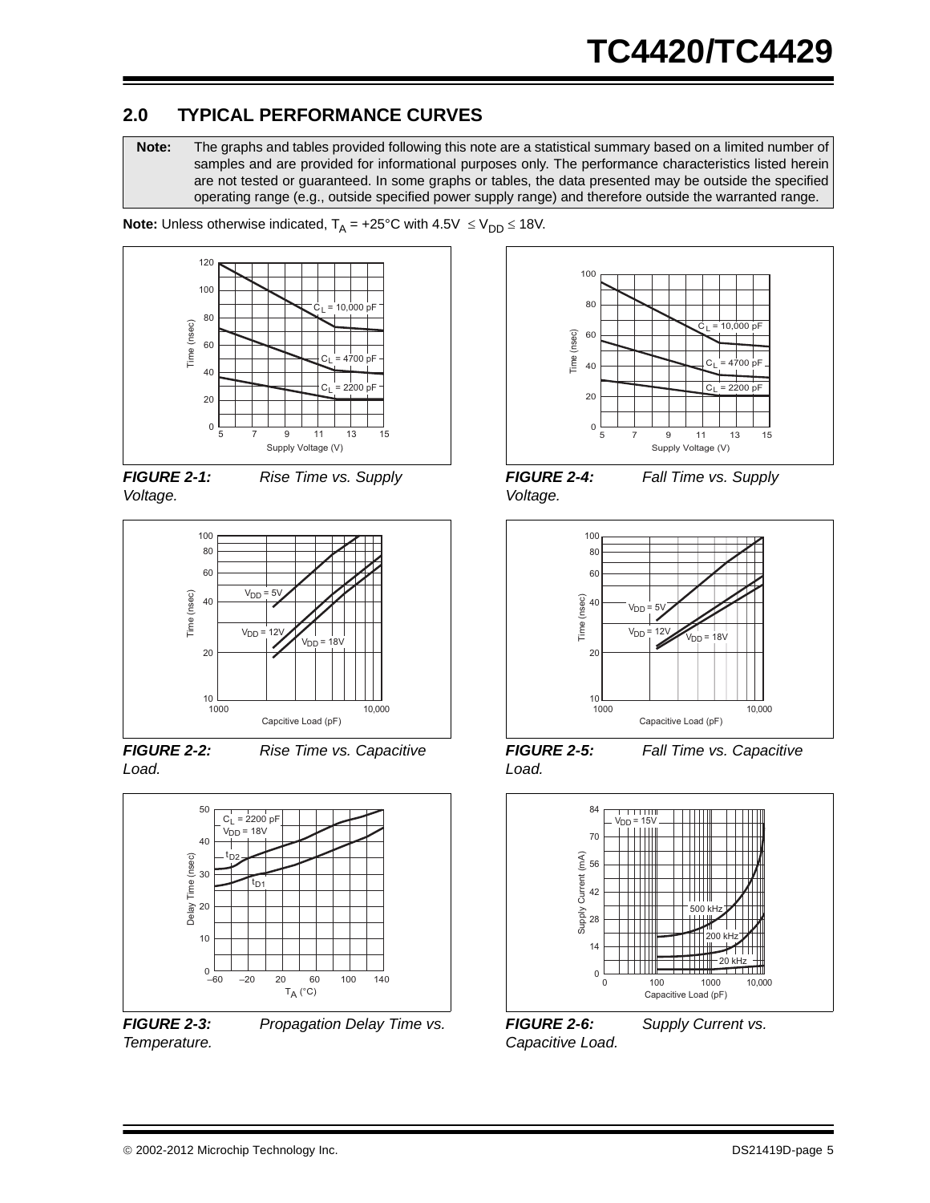## 2.0 TYPICAL PERFORMANCE CURVES

**Note:** The graphs and tables provided following this note are a statistical summary based on a limited number of samples and are provided for informational purposes only. The performance characteristics listed herein are not tested or guaranteed. In some graphs or tables, the data presented may be outside the specified operating range (e.g., outside specified power supply range) and therefore outside the warranted range.

**Note:** Unless otherwise indicated, $T_A$ = +25°C with 4.5V $\leq V_{DD} \leq$ 18V.

***FIGURE 2-1:*** *Rise Time vs. Supply Voltage.*

***FIGURE 2-2:*** *Rise Time vs. Capacitive Load.*

***FIGURE 2-3:*** *Propagation Delay Time vs. Temperature.*

***FIGURE 2-4:*** *Fall Time vs. Supply Voltage.*

***FIGURE 2-5:*** *Fall Time vs. Capacitive Load.*

***FIGURE 2-6:*** *Supply Current vs. Capacitive Load.*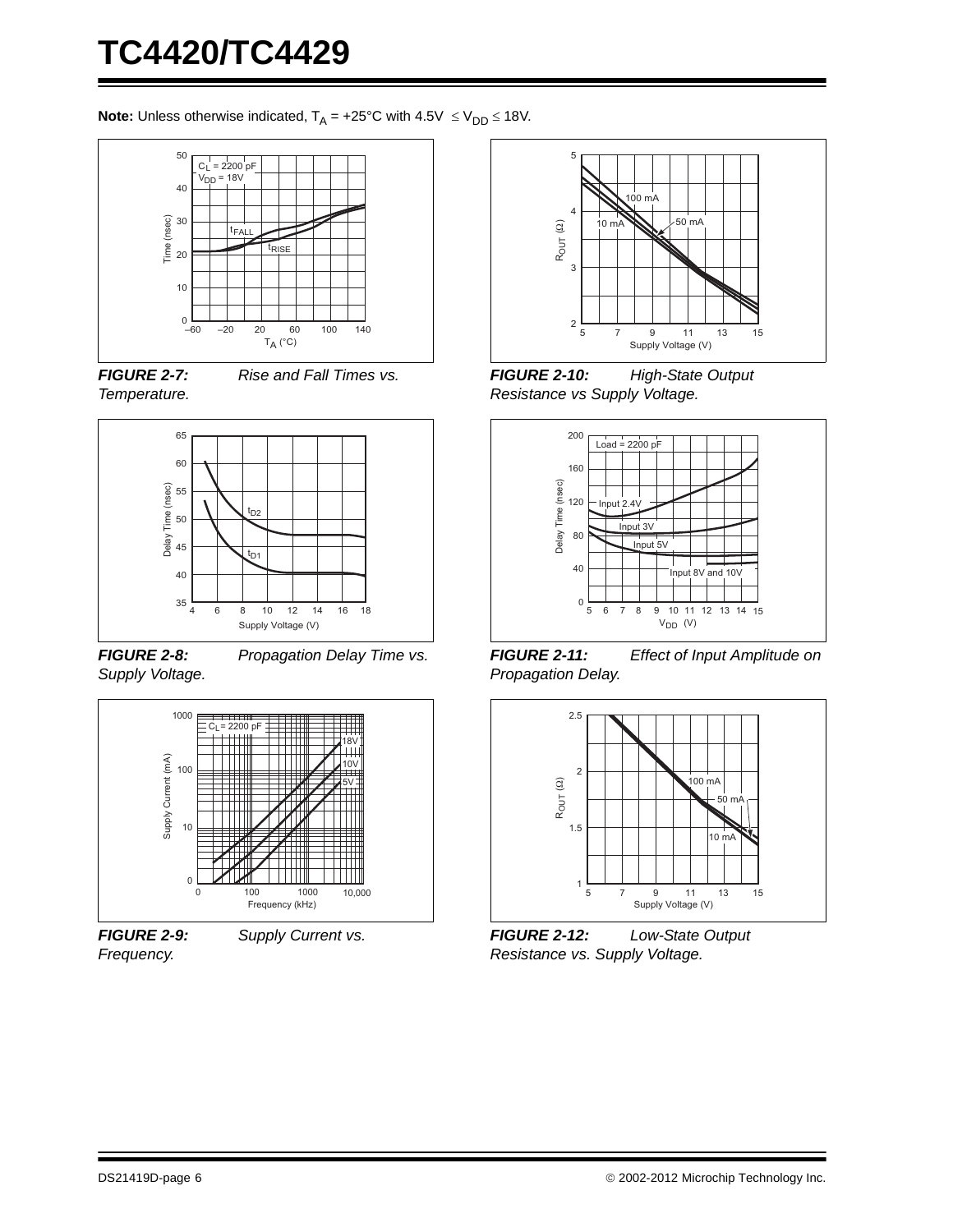**Note:** Unless otherwise indicated, $T_A$ = +25°C with 4.5V $\leq V_{DD} \leq$ 18V.

***FIGURE 2-7:*** *Rise and Fall Times vs. Temperature.*

***FIGURE 2-8:*** *Propagation Delay Time vs. Supply Voltage.*

***FIGURE 2-9:*** *Supply Current vs. Frequency.*

***FIGURE 2-10:*** *High-State Output Resistance vs Supply Voltage.*

***FIGURE 2-11:*** *Effect of Input Amplitude on Propagation Delay.*

***FIGURE 2-12:*** *Low-State Output Resistance vs. Supply Voltage.*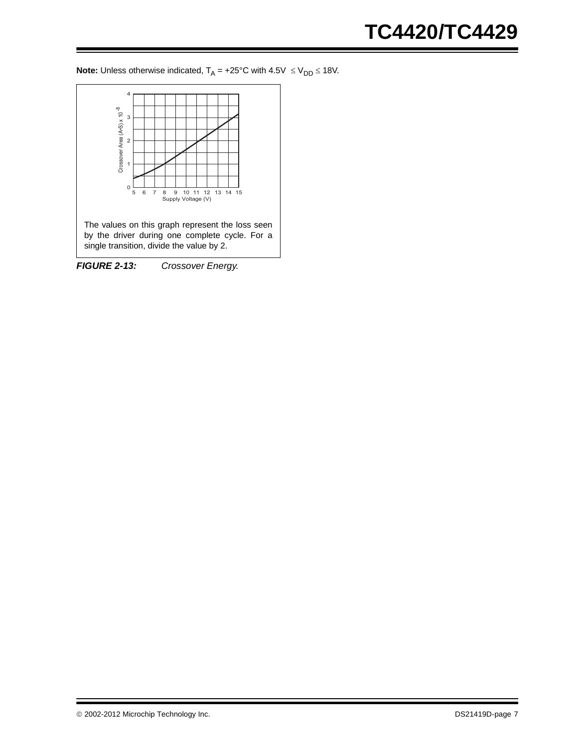**Note:** Unless otherwise indicated, $T_A$ = +25°C with 4.5V $\leq V_{DD} \leq$ 18V.

The values on this graph represent the loss seen by the driver during one complete cycle. For a single transition, divide the value by 2.

***FIGURE 2-13:*** *Crossover Energy.*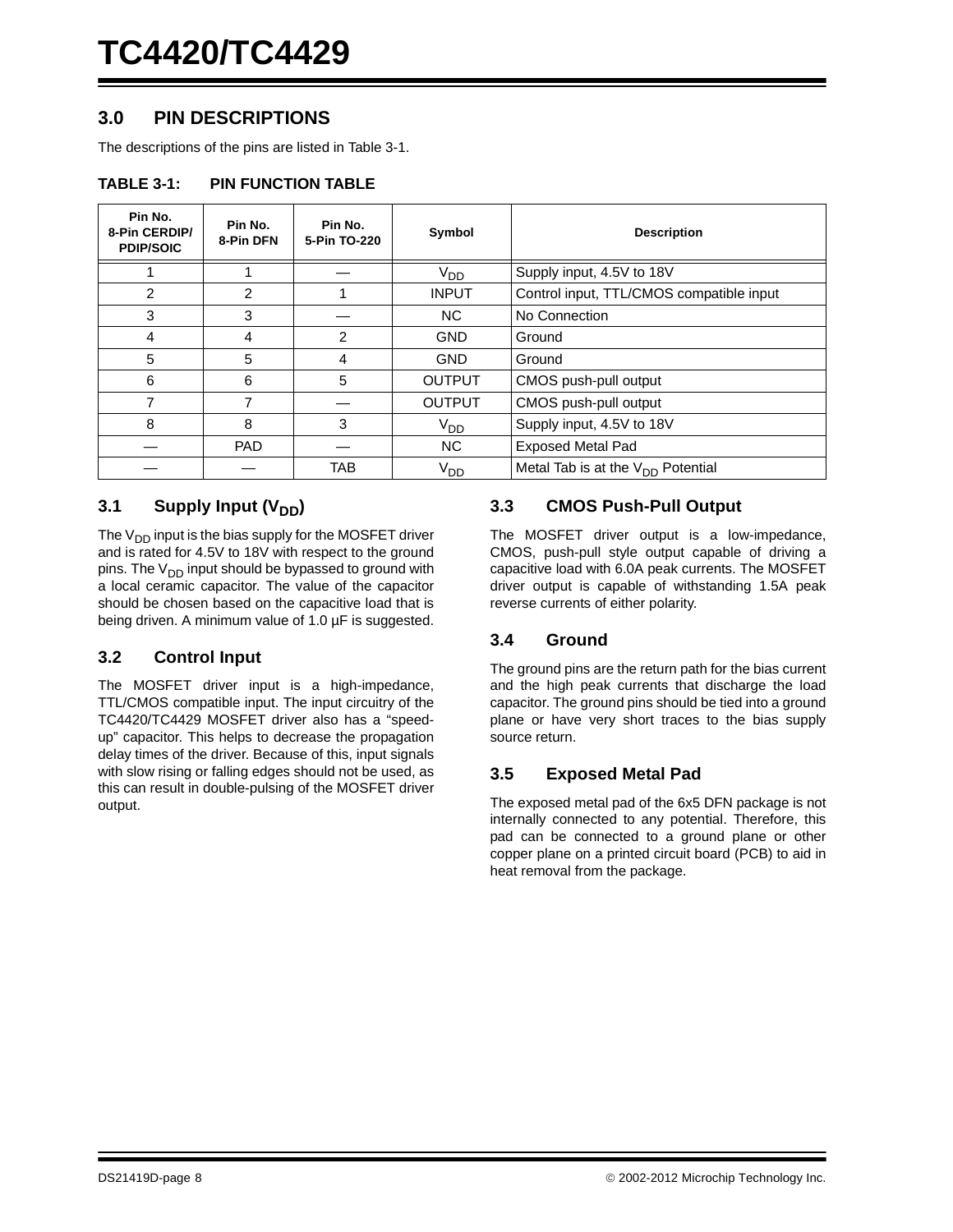## 3.0 PIN DESCRIPTIONS

The descriptions of the pins are listed in Table 3-1.

**TABLE 3-1: PIN FUNCTION TABLE**

| Pin No. 8-Pin CERDIP/ PDIP/SOIC | Pin No. 8-Pin DFN | Pin No. 5-Pin TO-220 | Symbol | Description |
|---|---|---|---|---|
| 1 | 1 | — | $V_{DD}$ | Supply input, 4.5V to 18V |
| 2 | 2 | 1 | INPUT | Control input, TTL/CMOS compatible input |
| 3 | 3 | — | NC | No Connection |
| 4 | 4 | 2 | GND | Ground |
| 5 | 5 | 4 | GND | Ground |
| 6 | 6 | 5 | OUTPUT | CMOS push-pull output |
| 7 | 7 | — | OUTPUT | CMOS push-pull output |
| 8 | 8 | 3 | $V_{DD}$ | Supply input, 4.5V to 18V |
| — | PAD | — | NC | Exposed Metal Pad |
| — | — | TAB | $V_{DD}$ | Metal Tab is at the $V_{DD}$ Potential |

### 3.1 Supply Input ($V_{DD}$)

The $V_{DD}$ input is the bias supply for the MOSFET driver and is rated for 4.5V to 18V with respect to the ground pins. The $V_{DD}$ input should be bypassed to ground with a local ceramic capacitor. The value of the capacitor should be chosen based on the capacitive load that is being driven. A minimum value of 1.0 µF is suggested.

### 3.2 Control Input

The MOSFET driver input is a high-impedance, TTL/CMOS compatible input. The input circuitry of the TC4420/TC4429 MOSFET driver also has a "speed-up" capacitor. This helps to decrease the propagation delay times of the driver. Because of this, input signals with slow rising or falling edges should not be used, as this can result in double-pulsing of the MOSFET driver output.

### 3.3 CMOS Push-Pull Output

The MOSFET driver output is a low-impedance, CMOS, push-pull style output capable of driving a capacitive load with 6.0A peak currents. The MOSFET driver output is capable of withstanding 1.5A peak reverse currents of either polarity.

### 3.4 Ground

The ground pins are the return path for the bias current and the high peak currents that discharge the load capacitor. The ground pins should be tied into a ground plane or have very short traces to the bias supply source return.

### 3.5 Exposed Metal Pad

The exposed metal pad of the 6x5 DFN package is not internally connected to any potential. Therefore, this pad can be connected to a ground plane or other copper plane on a printed circuit board (PCB) to aid in heat removal from the package.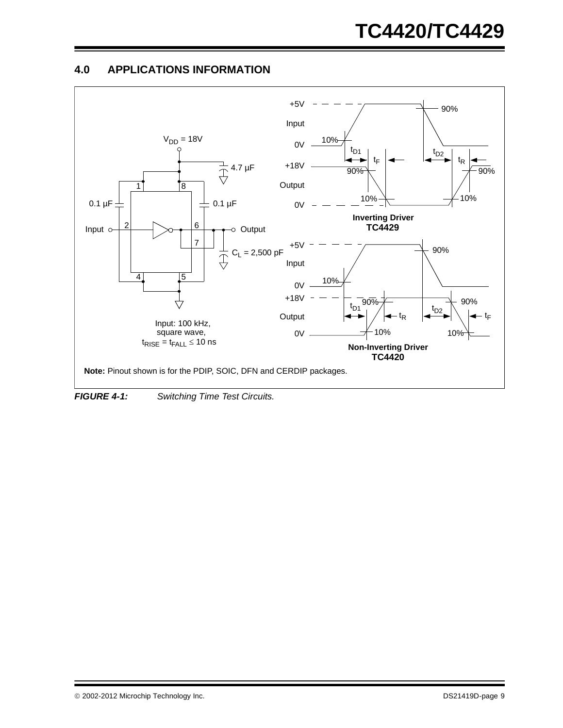## 4.0 APPLICATIONS INFORMATION

**Note:** Pinout shown is for the PDIP, SOIC, DFN and CERDIP packages.

***FIGURE 4-1:*** *Switching Time Test Circuits.*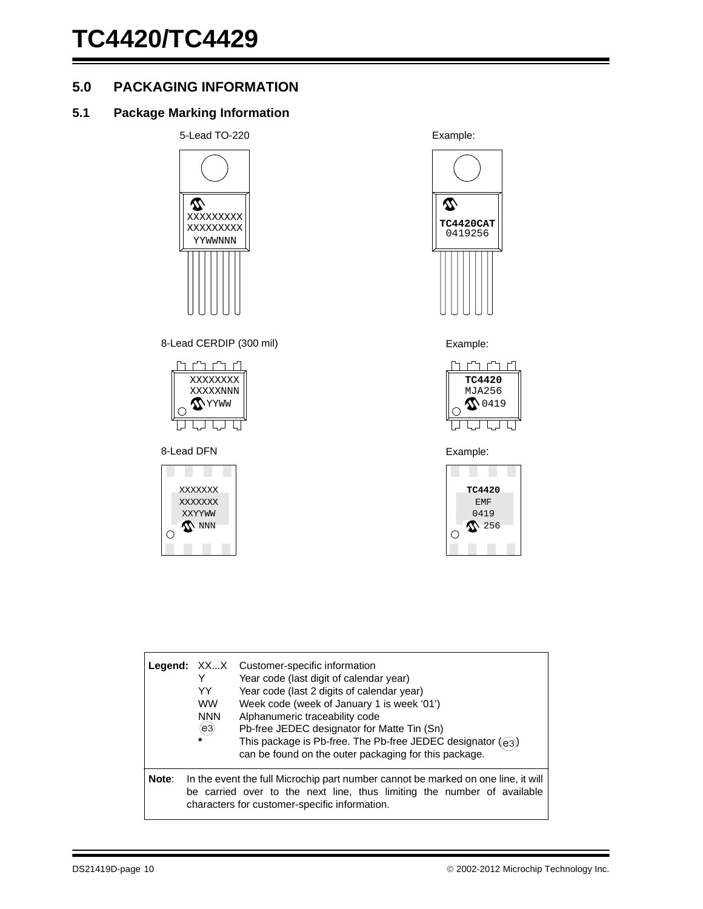## 5.0 PACKAGING INFORMATION

### 5.1 Package Marking Information

5-Lead TO-220

```
XXXXXXXXX
XXXXXXXXX
YYWWNNN
```

Example:

```
TC4420CAT
0419256
```

8-Lead CERDIP (300 mil)

```
XXXXXXXX
XXXXXNNN
YYWW
```

Example:

```
TC4420
MJA256
0419
```

8-Lead DFN

```
XXXXXXX
XXXXXXX
XXYYWW
NNN
```

Example:

```
TC4420
EMF
0419
256
```

| | | |
|---|---|---|
| **Legend:** | XX...X | Customer-specific information |
| | Y | Year code (last digit of calendar year) |
| | YY | Year code (last 2 digits of calendar year) |
| | WW | Week code (week of January 1 is week '01') |
| | NNN | Alphanumeric traceability code |
| | (e3) | Pb-free JEDEC designator for Matte Tin (Sn) |
| | * | This package is Pb-free. The Pb-free JEDEC designator ((e3)) can be found on the outer packaging for this package. |

**Note**: In the event the full Microchip part number cannot be marked on one line, it will be carried over to the next line, thus limiting the number of available characters for customer-specific information.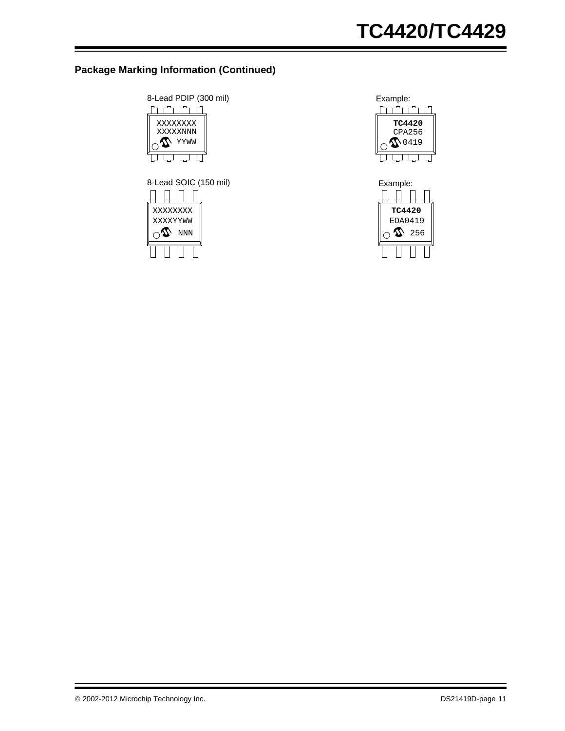### Package Marking Information (Continued)

8-Lead PDIP (300 mil)

```
XXXXXXXX
XXXXXNNN
   YYWW
```

Example:

```
TC4420
CPA256
  0419
```

8-Lead SOIC (150 mil)

```
XXXXXXXX
XXXXYYWW
    NNN
```

Example:

```
TC4420
EOA0419
    256
```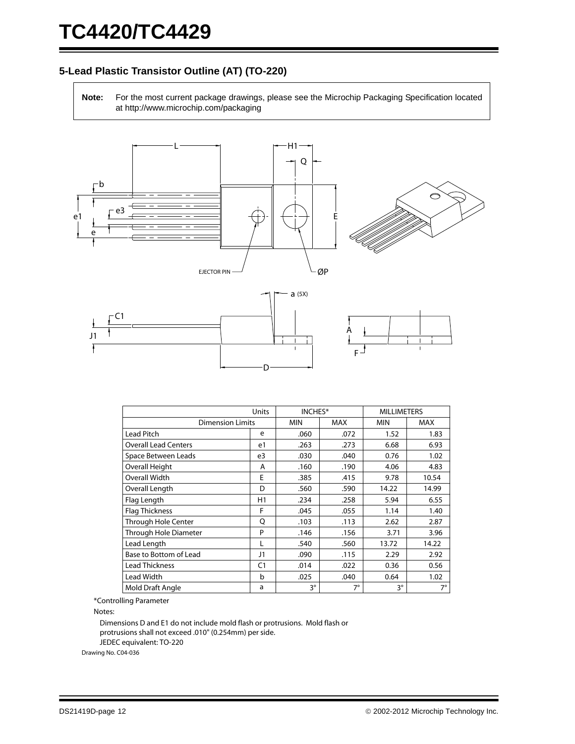## 5-Lead Plastic Transistor Outline (AT) (TO-220)

**Note:** For the most current package drawings, please see the Microchip Packaging Specification located at http://www.microchip.com/packaging

| Units | | INCHES* | | MILLIMETERS | |
|---|---|---|---|---|---|
| Dimension Limits | | MIN | MAX | MIN | MAX |
| Lead Pitch | e | .060 | .072 | 1.52 | 1.83 |
| Overall Lead Centers | e1 | .263 | .273 | 6.68 | 6.93 |
| Space Between Leads | e3 | .030 | .040 | 0.76 | 1.02 |
| Overall Height | A | .160 | .190 | 4.06 | 4.83 |
| Overall Width | E | .385 | .415 | 9.78 | 10.54 |
| Overall Length | D | .560 | .590 | 14.22 | 14.99 |
| Flag Length | H1 | .234 | .258 | 5.94 | 6.55 |
| Flag Thickness | F | .045 | .055 | 1.14 | 1.40 |
| Through Hole Center | Q | .103 | .113 | 2.62 | 2.87 |
| Through Hole Diameter | P | .146 | .156 | 3.71 | 3.96 |
| Lead Length | L | .540 | .560 | 13.72 | 14.22 |
| Base to Bottom of Lead | J1 | .090 | .115 | 2.29 | 2.92 |
| Lead Thickness | C1 | .014 | .022 | 0.36 | 0.56 |
| Lead Width | b | .025 | .040 | 0.64 | 1.02 |
| Mold Draft Angle | a | 3° | 7° | 3° | 7° |

*Controlling Parameter

Notes:

Dimensions D and E1 do not include mold flash or protrusions. Mold flash or protrusions shall not exceed .010" (0.254mm) per side.

JEDEC equivalent: TO-220

Drawing No. C04-036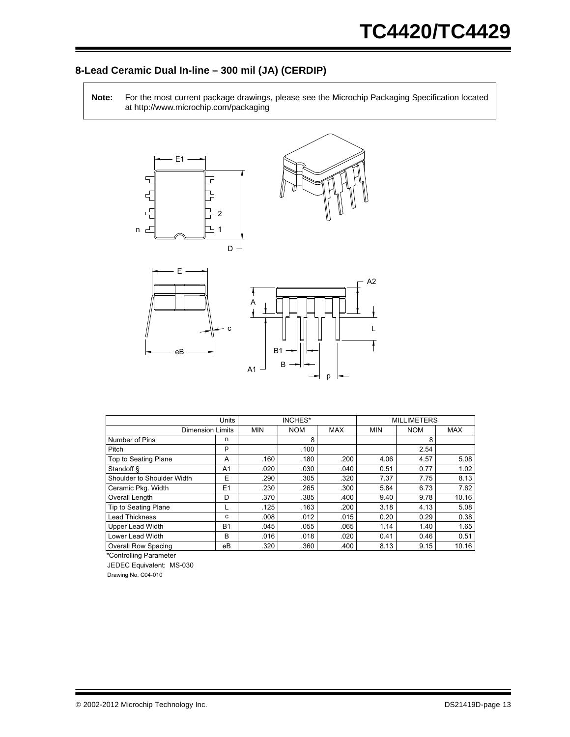## 8-Lead Ceramic Dual In-line – 300 mil (JA) (CERDIP)

**Note:** For the most current package drawings, please see the Microchip Packaging Specification located at http://www.microchip.com/packaging

| Units | | INCHES* | | | MILLIMETERS | | |
|---|---|---|---|---|---|---|---|
| Dimension Limits | | MIN | NOM | MAX | MIN | NOM | MAX |
| Number of Pins | n | | 8 | | | 8 | |
| Pitch | p | | .100 | | | 2.54 | |
| Top to Seating Plane | A | .160 | .180 | .200 | 4.06 | 4.57 | 5.08 |
| Standoff § | A1 | .020 | .030 | .040 | 0.51 | 0.77 | 1.02 |
| Shoulder to Shoulder Width | E | .290 | .305 | .320 | 7.37 | 7.75 | 8.13 |
| Ceramic Pkg. Width | E1 | .230 | .265 | .300 | 5.84 | 6.73 | 7.62 |
| Overall Length | D | .370 | .385 | .400 | 9.40 | 9.78 | 10.16 |
| Tip to Seating Plane | L | .125 | .163 | .200 | 3.18 | 4.13 | 5.08 |
| Lead Thickness | c | .008 | .012 | .015 | 0.20 | 0.29 | 0.38 |
| Upper Lead Width | B1 | .045 | .055 | .065 | 1.14 | 1.40 | 1.65 |
| Lower Lead Width | B | .016 | .018 | .020 | 0.41 | 0.46 | 0.51 |
| Overall Row Spacing | eB | .320 | .360 | .400 | 8.13 | 9.15 | 10.16 |

*Controlling Parameter

JEDEC Equivalent: MS-030

Drawing No. C04-010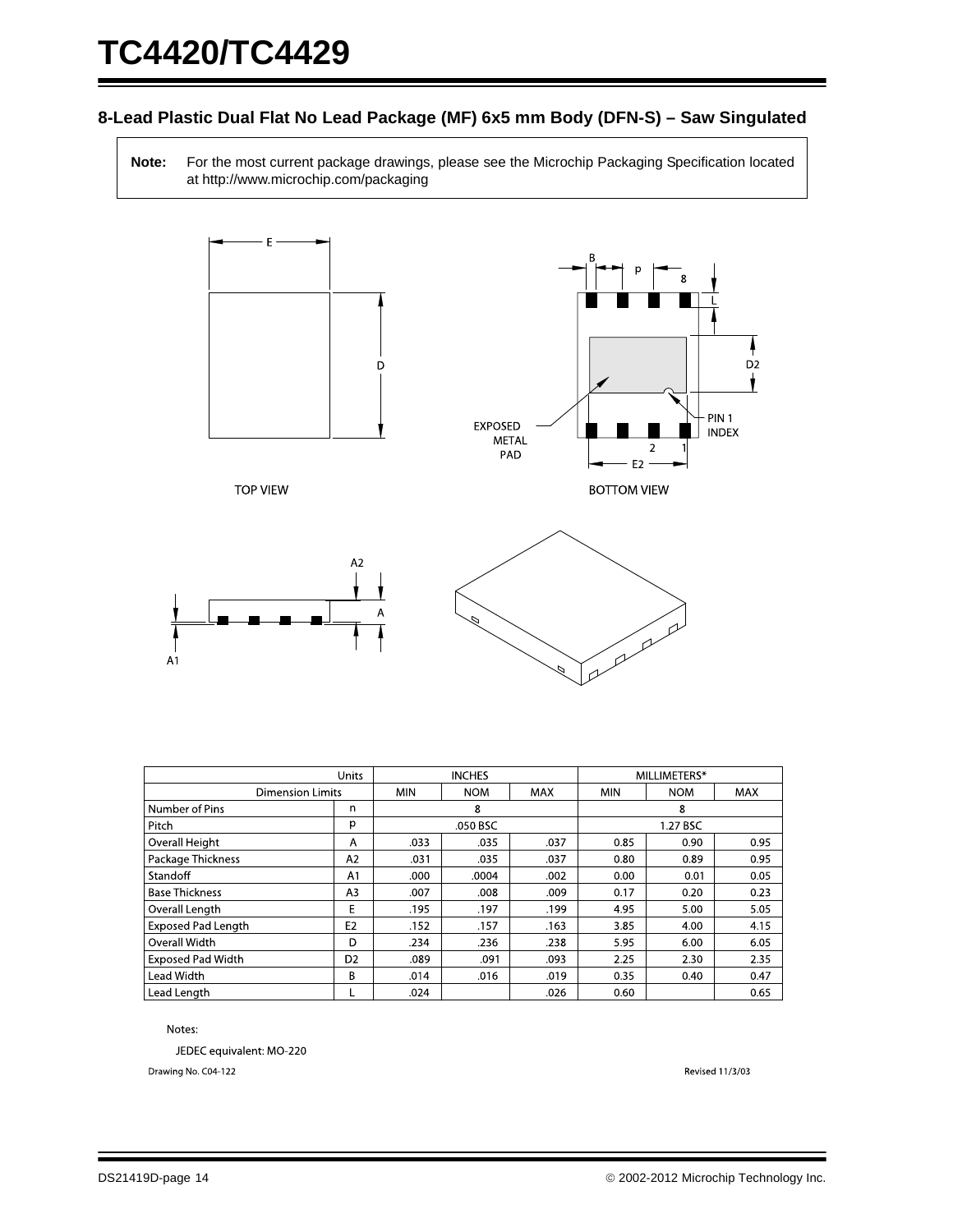## 8-Lead Plastic Dual Flat No Lead Package (MF) 6x5 mm Body (DFN-S) – Saw Singulated

**Note:** For the most current package drawings, please see the Microchip Packaging Specification located at http://www.microchip.com/packaging

| Units | | INCHES | | | MILLIMETERS* | | |
|---|---|---|---|---|---|---|---|
| Dimension Limits | | MIN | NOM | MAX | MIN | NOM | MAX |
| Number of Pins | n | | 8 | | | 8 | |
| Pitch | p | | .050 BSC | | | 1.27 BSC | |
| Overall Height | A | .033 | .035 | .037 | 0.85 | 0.90 | 0.95 |
| Package Thickness | A2 | .031 | .035 | .037 | 0.80 | 0.89 | 0.95 |
| Standoff | A1 | .000 | .0004 | .002 | 0.00 | 0.01 | 0.05 |
| Base Thickness | A3 | .007 | .008 | .009 | 0.17 | 0.20 | 0.23 |
| Overall Length | E | .195 | .197 | .199 | 4.95 | 5.00 | 5.05 |
| Exposed Pad Length | E2 | .152 | .157 | .163 | 3.85 | 4.00 | 4.15 |
| Overall Width | D | .234 | .236 | .238 | 5.95 | 6.00 | 6.05 |
| Exposed Pad Width | D2 | .089 | .091 | .093 | 2.25 | 2.30 | 2.35 |
| Lead Width | B | .014 | .016 | .019 | 0.35 | 0.40 | 0.47 |
| Lead Length | L | .024 | | .026 | 0.60 | | 0.65 |

Notes:

JEDEC equivalent: MO-220

Drawing No. C04-122

Revised 11/3/03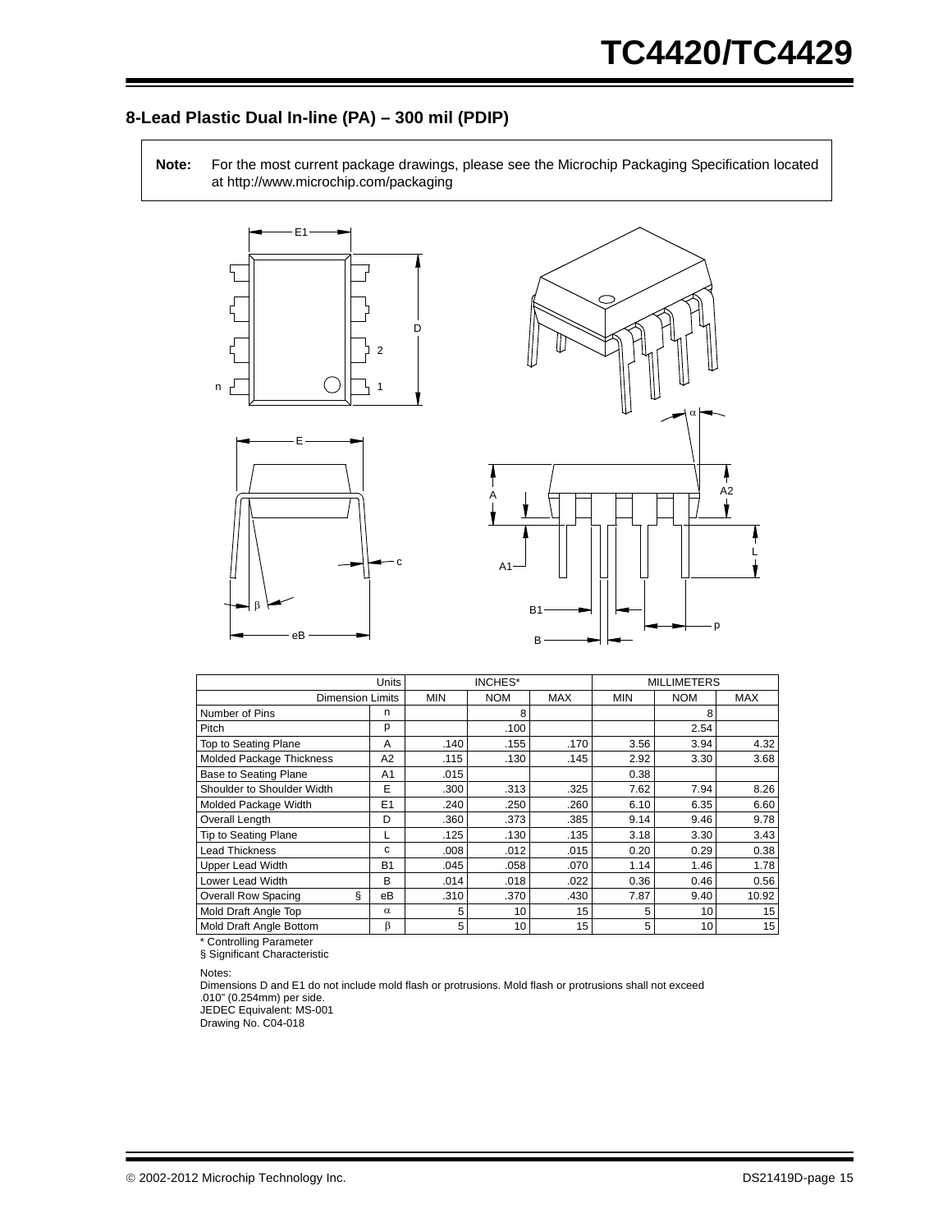## 8-Lead Plastic Dual In-line (PA) – 300 mil (PDIP)

**Note:** For the most current package drawings, please see the Microchip Packaging Specification located at http://www.microchip.com/packaging

| Units | | INCHES* | | | MILLIMETERS | | |
|---|---|---|---|---|---|---|---|
| Dimension Limits | | MIN | NOM | MAX | MIN | NOM | MAX |
| Number of Pins | n | | 8 | | | 8 | |
| Pitch | p | | .100 | | | 2.54 | |
| Top to Seating Plane | A | .140 | .155 | .170 | 3.56 | 3.94 | 4.32 |
| Molded Package Thickness | A2 | .115 | .130 | .145 | 2.92 | 3.30 | 3.68 |
| Base to Seating Plane | A1 | .015 | | | 0.38 | | |
| Shoulder to Shoulder Width | E | .300 | .313 | .325 | 7.62 | 7.94 | 8.26 |
| Molded Package Width | E1 | .240 | .250 | .260 | 6.10 | 6.35 | 6.60 |
| Overall Length | D | .360 | .373 | .385 | 9.14 | 9.46 | 9.78 |
| Tip to Seating Plane | L | .125 | .130 | .135 | 3.18 | 3.30 | 3.43 |
| Lead Thickness | c | .008 | .012 | .015 | 0.20 | 0.29 | 0.38 |
| Upper Lead Width | B1 | .045 | .058 | .070 | 1.14 | 1.46 | 1.78 |
| Lower Lead Width | B | .014 | .018 | .022 | 0.36 | 0.46 | 0.56 |
| Overall Row Spacing § | eB | .310 | .370 | .430 | 7.87 | 9.40 | 10.92 |
| Mold Draft Angle Top | $\alpha$ | 5 | 10 | 15 | 5 | 10 | 15 |
| Mold Draft Angle Bottom | $\beta$ | 5 | 10 | 15 | 5 | 10 | 15 |

\* Controlling Parameter

§ Significant Characteristic

Notes:

Dimensions D and E1 do not include mold flash or protrusions. Mold flash or protrusions shall not exceed .010" (0.254mm) per side.

JEDEC Equivalent: MS-001

Drawing No. C04-018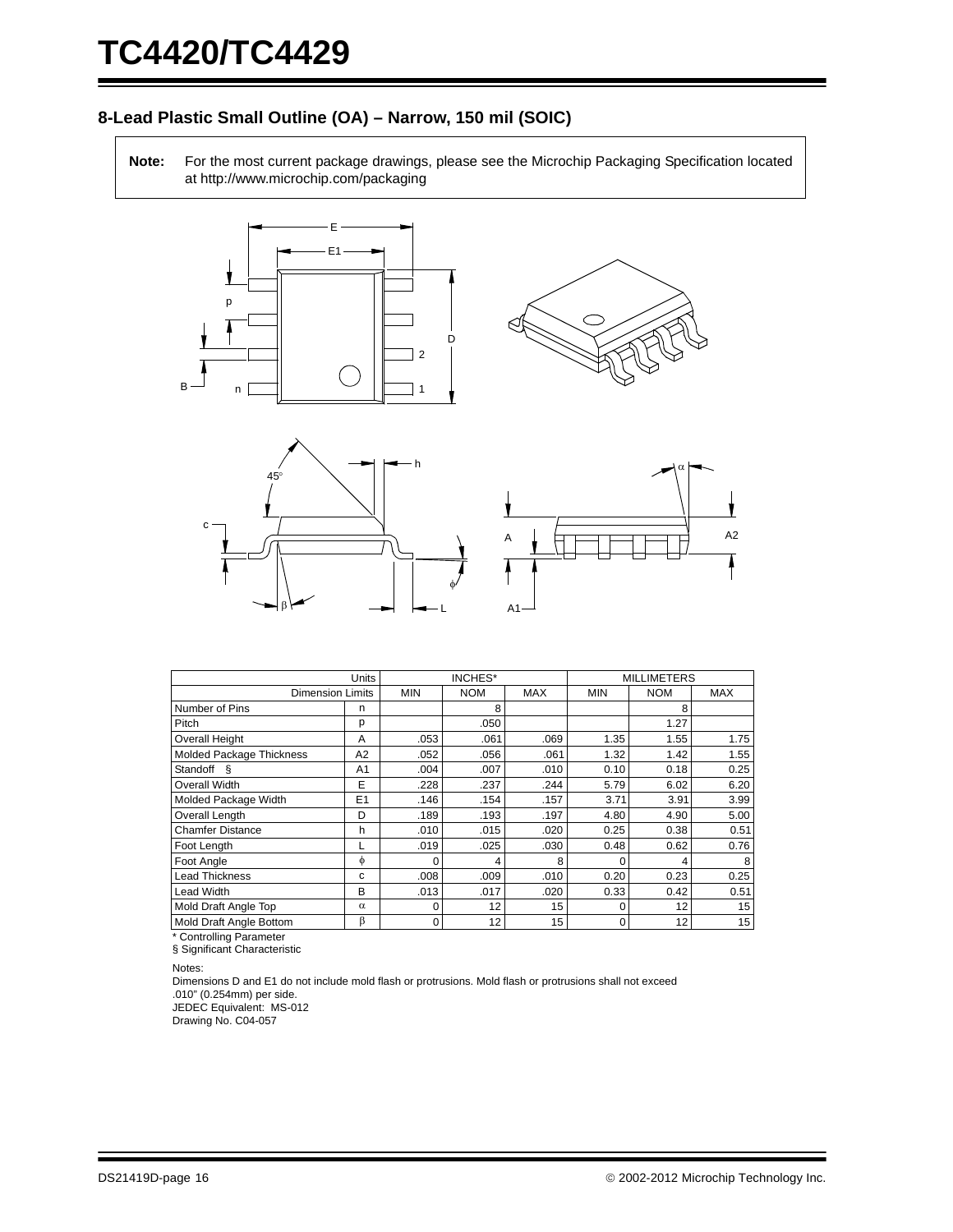## 8-Lead Plastic Small Outline (OA) – Narrow, 150 mil (SOIC)

**Note:** For the most current package drawings, please see the Microchip Packaging Specification located at http://www.microchip.com/packaging

| Units | | INCHES* | | | MILLIMETERS | | |
|---|---|---|---|---|---|---|---|
| Dimension Limits | | MIN | NOM | MAX | MIN | NOM | MAX |
| Number of Pins | n | | 8 | | | 8 | |
| Pitch | p | | .050 | | | 1.27 | |
| Overall Height | A | .053 | .061 | .069 | 1.35 | 1.55 | 1.75 |
| Molded Package Thickness | A2 | .052 | .056 | .061 | 1.32 | 1.42 | 1.55 |
| Standoff § | A1 | .004 | .007 | .010 | 0.10 | 0.18 | 0.25 |
| Overall Width | E | .228 | .237 | .244 | 5.79 | 6.02 | 6.20 |
| Molded Package Width | E1 | .146 | .154 | .157 | 3.71 | 3.91 | 3.99 |
| Overall Length | D | .189 | .193 | .197 | 4.80 | 4.90 | 5.00 |
| Chamfer Distance | h | .010 | .015 | .020 | 0.25 | 0.38 | 0.51 |
| Foot Length | L | .019 | .025 | .030 | 0.48 | 0.62 | 0.76 |
| Foot Angle | $\phi$ | 0 | 4 | 8 | 0 | 4 | 8 |
| Lead Thickness | c | .008 | .009 | .010 | 0.20 | 0.23 | 0.25 |
| Lead Width | B | .013 | .017 | .020 | 0.33 | 0.42 | 0.51 |
| Mold Draft Angle Top | $\alpha$ | 0 | 12 | 15 | 0 | 12 | 15 |
| Mold Draft Angle Bottom | $\beta$ | 0 | 12 | 15 | 0 | 12 | 15 |

\* Controlling Parameter

§ Significant Characteristic

Notes:

Dimensions D and E1 do not include mold flash or protrusions. Mold flash or protrusions shall not exceed .010" (0.254mm) per side.

JEDEC Equivalent: MS-012

Drawing No. C04-057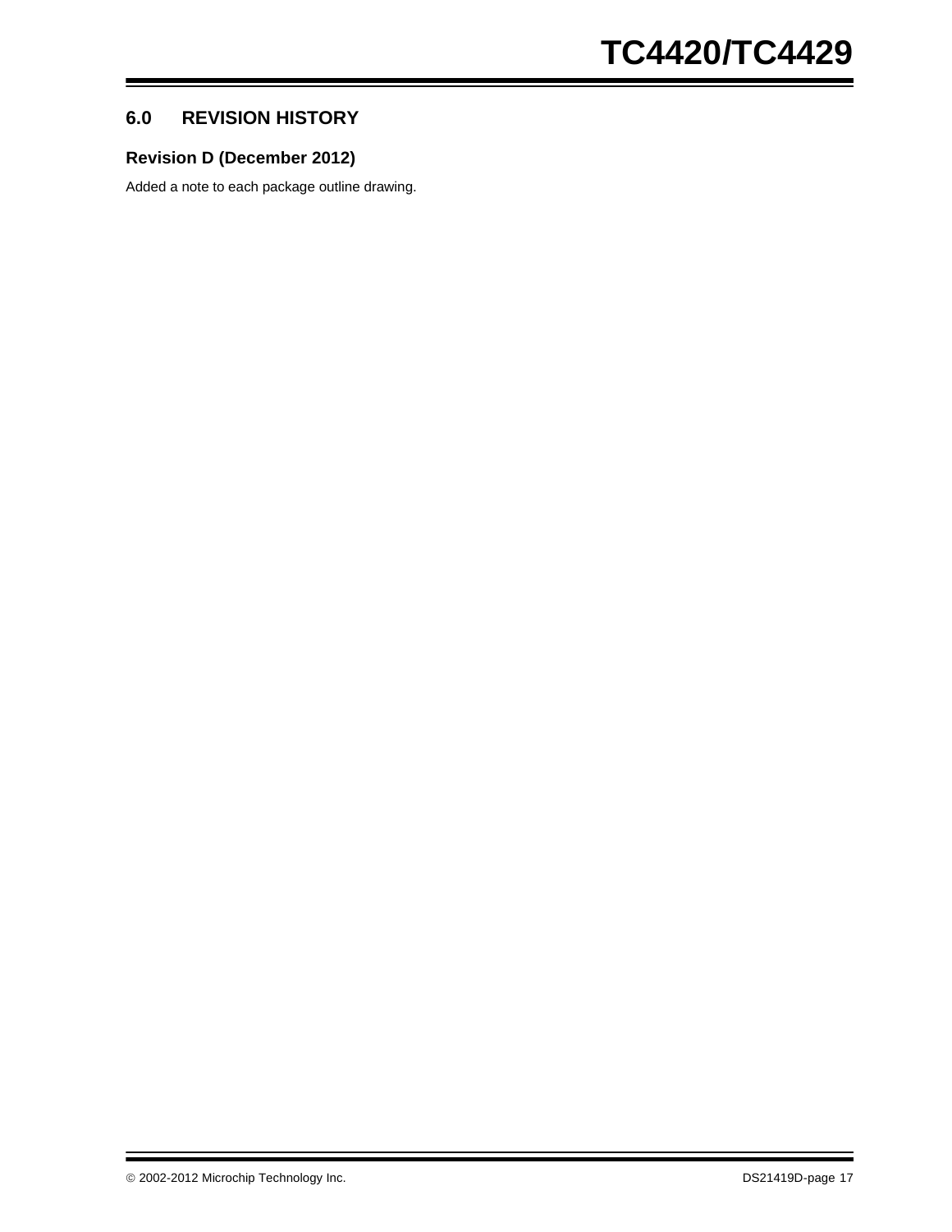## 6.0 REVISION HISTORY

### Revision D (December 2012)

Added a note to each package outline drawing.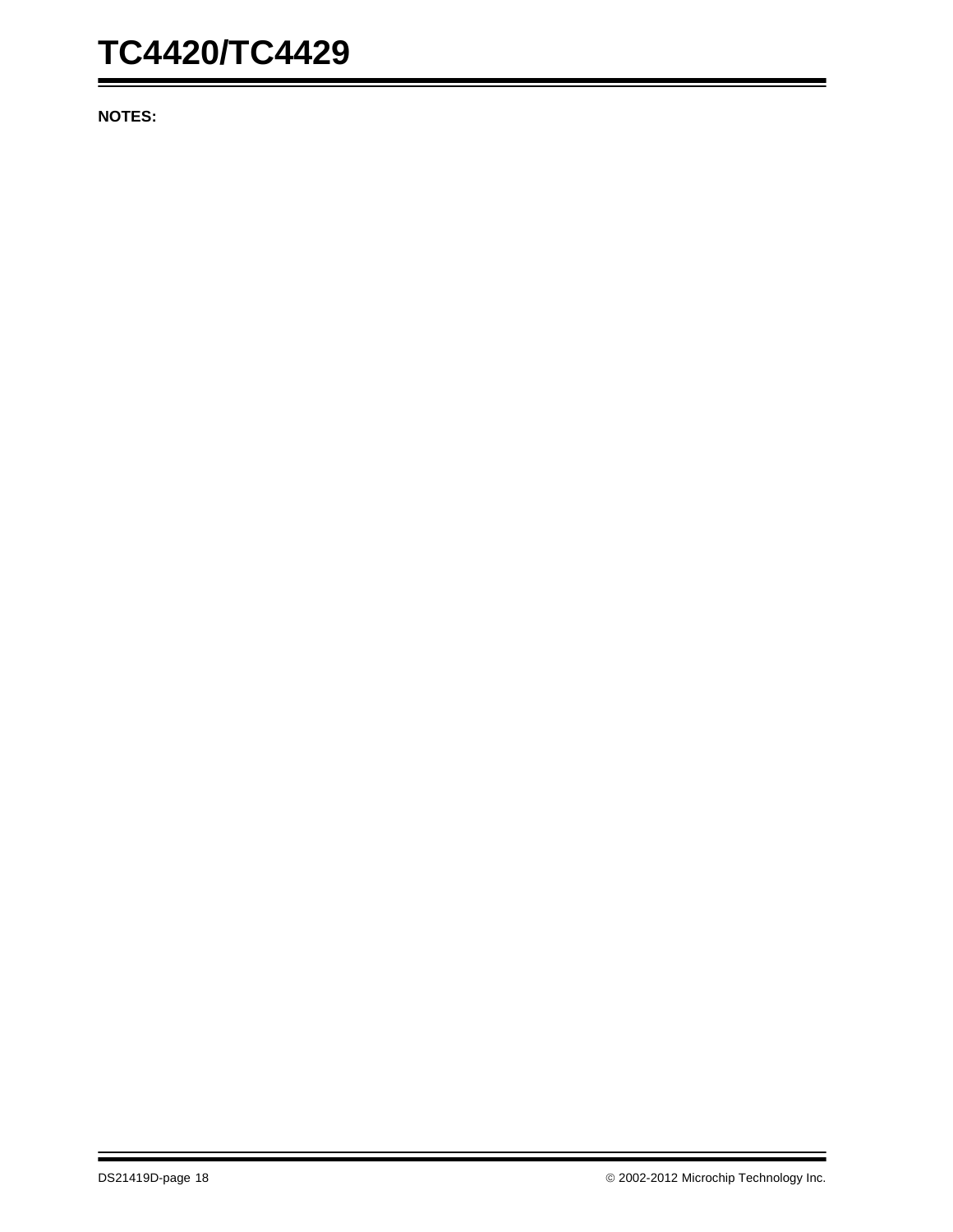**NOTES:**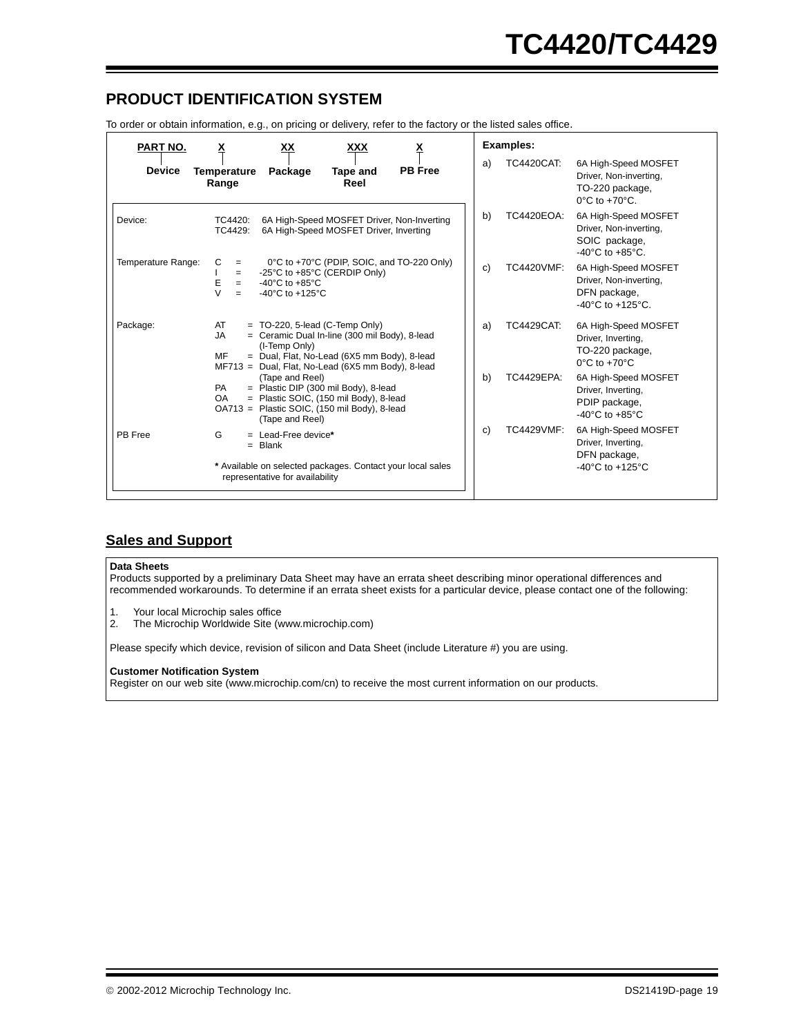## PRODUCT IDENTIFICATION SYSTEM

To order or obtain information, e.g., on pricing or delivery, refer to the factory or the listed sales office.

| PART NO. | X | XX | XXX | X |
|---|---|---|---|---|
| Device | Temperature Range | Package | Tape and Reel | PB Free |

**Device:**
- TC4420: 6A High-Speed MOSFET Driver, Non-Inverting
- TC4429: 6A High-Speed MOSFET Driver, Inverting

**Temperature Range:**
- C = 0°C to +70°C (PDIP, SOIC, and TO-220 Only)
- I = -25°C to +85°C (CERDIP Only)
- E = -40°C to +85°C
- V = -40°C to +125°C

**Package:**
- AT = TO-220, 5-lead (C-Temp Only)
- JA = Ceramic Dual In-line (300 mil Body), 8-lead (I-Temp Only)
- MF = Dual, Flat, No-Lead (6X5 mm Body), 8-lead
- MF713 = Dual, Flat, No-Lead (6X5 mm Body), 8-lead (Tape and Reel)
- PA = Plastic DIP (300 mil Body), 8-lead
- OA = Plastic SOIC, (150 mil Body), 8-lead
- OA713 = Plastic SOIC, (150 mil Body), 8-lead (Tape and Reel)

**PB Free:**
- G = Lead-Free device*
- = Blank

* Available on selected packages. Contact your local sales representative for availability

**Examples:**

a) TC4420CAT: 6A High-Speed MOSFET Driver, Non-inverting, TO-220 package, 0°C to +70°C.

b) TC4420EOA: 6A High-Speed MOSFET Driver, Non-inverting, SOIC package, -40°C to +85°C.

c) TC4420VMF: 6A High-Speed MOSFET Driver, Non-inverting, DFN package, -40°C to +125°C.

a) TC4429CAT: 6A High-Speed MOSFET Driver, Inverting, TO-220 package, 0°C to +70°C

b) TC4429EPA: 6A High-Speed MOSFET Driver, Inverting, PDIP package, -40°C to +85°C

c) TC4429VMF: 6A High-Speed MOSFET Driver, Inverting, DFN package, -40°C to +125°C

## Sales and Support

**Data Sheets**
Products supported by a preliminary Data Sheet may have an errata sheet describing minor operational differences and recommended workarounds. To determine if an errata sheet exists for a particular device, please contact one of the following:

1. Your local Microchip sales office
2. The Microchip Worldwide Site (www.microchip.com)

Please specify which device, revision of silicon and Data Sheet (include Literature #) you are using.

**Customer Notification System**
Register on our web site (www.microchip.com/cn) to receive the most current information on our products.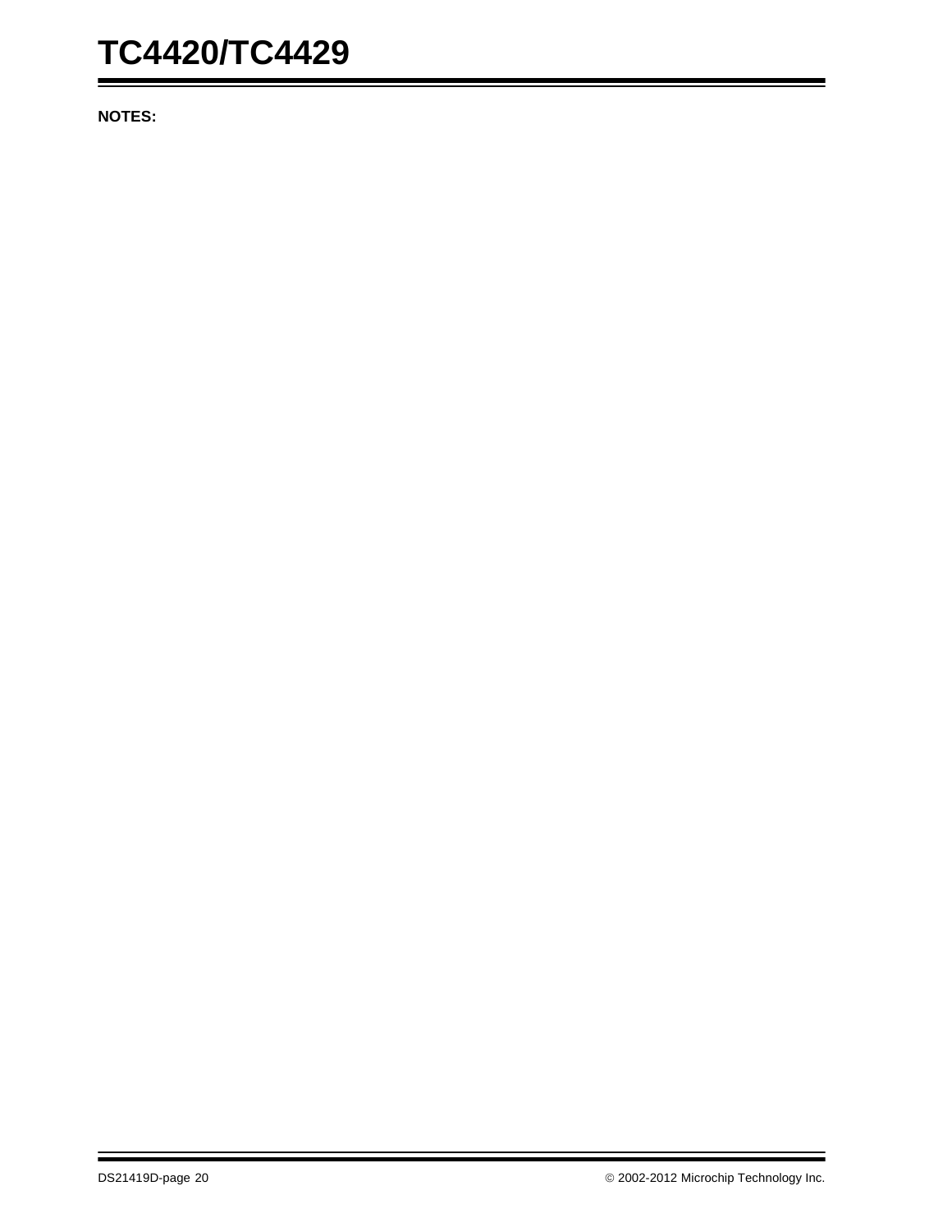**NOTES:**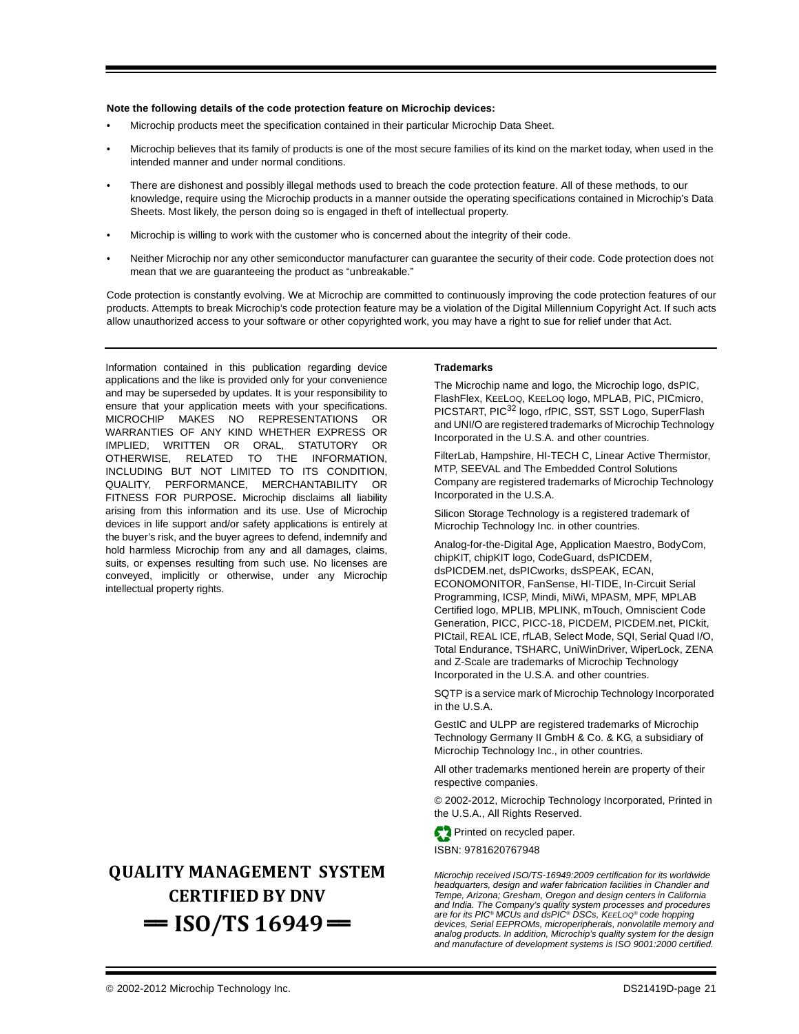**Note the following details of the code protection feature on Microchip devices:**

- Microchip products meet the specification contained in their particular Microchip Data Sheet.
- Microchip believes that its family of products is one of the most secure families of its kind on the market today, when used in the intended manner and under normal conditions.
- There are dishonest and possibly illegal methods used to breach the code protection feature. All of these methods, to our knowledge, require using the Microchip products in a manner outside the operating specifications contained in Microchip's Data Sheets. Most likely, the person doing so is engaged in theft of intellectual property.
- Microchip is willing to work with the customer who is concerned about the integrity of their code.
- Neither Microchip nor any other semiconductor manufacturer can guarantee the security of their code. Code protection does not mean that we are guaranteeing the product as "unbreakable."

Code protection is constantly evolving. We at Microchip are committed to continuously improving the code protection features of our products. Attempts to break Microchip's code protection feature may be a violation of the Digital Millennium Copyright Act. If such acts allow unauthorized access to your software or other copyrighted work, you may have a right to sue for relief under that Act.

Information contained in this publication regarding device applications and the like is provided only for your convenience and may be superseded by updates. It is your responsibility to ensure that your application meets with your specifications. MICROCHIP MAKES NO REPRESENTATIONS OR WARRANTIES OF ANY KIND WHETHER EXPRESS OR IMPLIED, WRITTEN OR ORAL, STATUTORY OR OTHERWISE, RELATED TO THE INFORMATION, INCLUDING BUT NOT LIMITED TO ITS CONDITION, QUALITY, PERFORMANCE, MERCHANTABILITY OR FITNESS FOR PURPOSE**.** Microchip disclaims all liability arising from this information and its use. Use of Microchip devices in life support and/or safety applications is entirely at the buyer's risk, and the buyer agrees to defend, indemnify and hold harmless Microchip from any and all damages, claims, suits, or expenses resulting from such use. No licenses are conveyed, implicitly or otherwise, under any Microchip intellectual property rights.

**QUALITY MANAGEMENT SYSTEM CERTIFIED BY DNV**

**== ISO/TS 16949 ==**

**Trademarks**

The Microchip name and logo, the Microchip logo, dsPIC, FlashFlex, KEELOQ, KEELOQ logo, MPLAB, PIC, PICmicro, PICSTART, PIC[32] logo, rfPIC, SST, SST Logo, SuperFlash and UNI/O are registered trademarks of Microchip Technology Incorporated in the U.S.A. and other countries.

FilterLab, Hampshire, HI-TECH C, Linear Active Thermistor, MTP, SEEVAL and The Embedded Control Solutions Company are registered trademarks of Microchip Technology Incorporated in the U.S.A.

Silicon Storage Technology is a registered trademark of Microchip Technology Inc. in other countries.

Analog-for-the-Digital Age, Application Maestro, BodyCom, chipKIT, chipKIT logo, CodeGuard, dsPICDEM, dsPICDEM.net, dsPICworks, dsSPEAK, ECAN, ECONOMONITOR, FanSense, HI-TIDE, In-Circuit Serial Programming, ICSP, Mindi, MiWi, MPASM, MPF, MPLAB Certified logo, MPLIB, MPLINK, mTouch, Omniscient Code Generation, PICC, PICC-18, PICDEM, PICDEM.net, PICkit, PICtail, REAL ICE, rfLAB, Select Mode, SQI, Serial Quad I/O, Total Endurance, TSHARC, UniWinDriver, WiperLock, ZENA and Z-Scale are trademarks of Microchip Technology Incorporated in the U.S.A. and other countries.

SQTP is a service mark of Microchip Technology Incorporated in the U.S.A.

GestIC and ULPP are registered trademarks of Microchip Technology Germany II GmbH & Co. & KG, a subsidiary of Microchip Technology Inc., in other countries.

All other trademarks mentioned herein are property of their respective companies.

© 2002-2012, Microchip Technology Incorporated, Printed in the U.S.A., All Rights Reserved.

Printed on recycled paper.

ISBN: 9781620767948

*Microchip received ISO/TS-16949:2009 certification for its worldwide headquarters, design and wafer fabrication facilities in Chandler and Tempe, Arizona; Gresham, Oregon and design centers in California and India. The Company's quality system processes and procedures are for its PIC® MCUs and dsPIC® DSCs, KEELOQ® code hopping devices, Serial EEPROMs, microperipherals, nonvolatile memory and analog products. In addition, Microchip's quality system for the design and manufacture of development systems is ISO 9001:2000 certified.*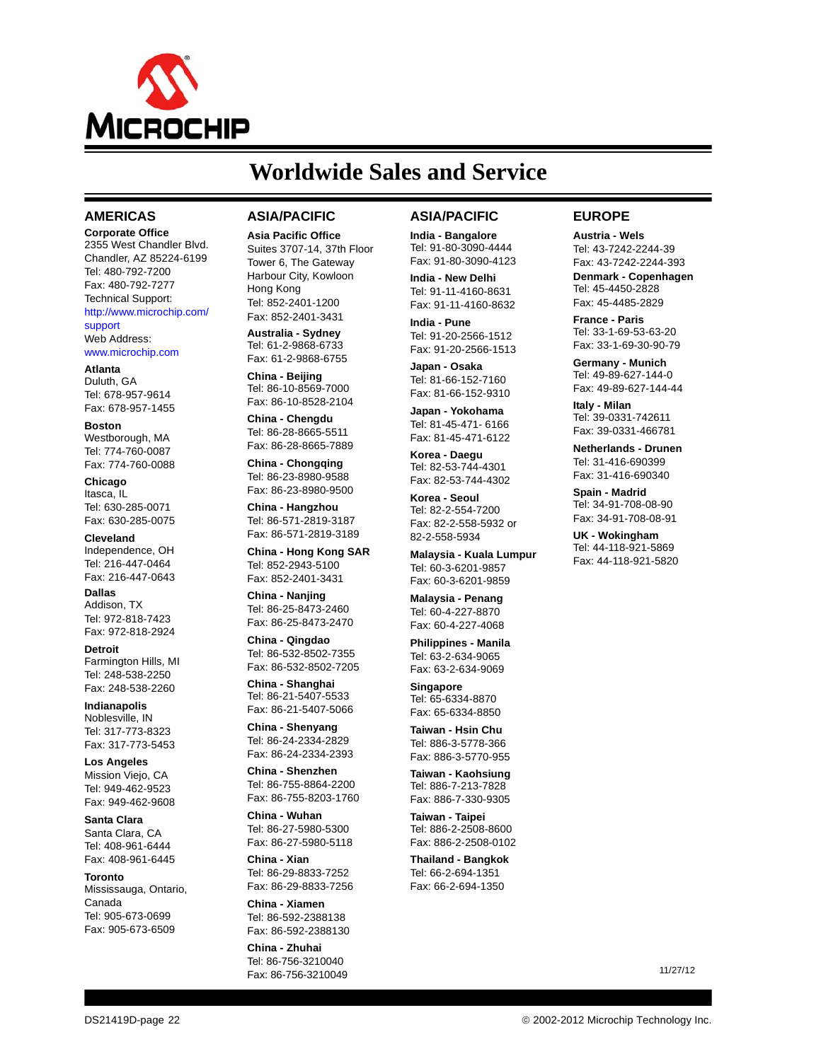# Worldwide Sales and Service

## AMERICAS

**Corporate Office**
2355 West Chandler Blvd.
Chandler, AZ 85224-6199
Tel: 480-792-7200
Fax: 480-792-7277
Technical Support:
http://www.microchip.com/support
Web Address:
www.microchip.com

**Atlanta**
Duluth, GA
Tel: 678-957-9614
Fax: 678-957-1455

**Boston**
Westborough, MA
Tel: 774-760-0087
Fax: 774-760-0088

**Chicago**
Itasca, IL
Tel: 630-285-0071
Fax: 630-285-0075

**Cleveland**
Independence, OH
Tel: 216-447-0464
Fax: 216-447-0643

**Dallas**
Addison, TX
Tel: 972-818-7423
Fax: 972-818-2924

**Detroit**
Farmington Hills, MI
Tel: 248-538-2250
Fax: 248-538-2260

**Indianapolis**
Noblesville, IN
Tel: 317-773-8323
Fax: 317-773-5453

**Los Angeles**
Mission Viejo, CA
Tel: 949-462-9523
Fax: 949-462-9608

**Santa Clara**
Santa Clara, CA
Tel: 408-961-6444
Fax: 408-961-6445

**Toronto**
Mississauga, Ontario, Canada
Tel: 905-673-0699
Fax: 905-673-6509

## ASIA/PACIFIC

**Asia Pacific Office**
Suites 3707-14, 37th Floor
Tower 6, The Gateway
Harbour City, Kowloon
Hong Kong
Tel: 852-2401-1200
Fax: 852-2401-3431

**Australia - Sydney**
Tel: 61-2-9868-6733
Fax: 61-2-9868-6755

**China - Beijing**
Tel: 86-10-8569-7000
Fax: 86-10-8528-2104

**China - Chengdu**
Tel: 86-28-8665-5511
Fax: 86-28-8665-7889

**China - Chongqing**
Tel: 86-23-8980-9588
Fax: 86-23-8980-9500

**China - Hangzhou**
Tel: 86-571-2819-3187
Fax: 86-571-2819-3189

**China - Hong Kong SAR**
Tel: 852-2943-5100
Fax: 852-2401-3431

**China - Nanjing**
Tel: 86-25-8473-2460
Fax: 86-25-8473-2470

**China - Qingdao**
Tel: 86-532-8502-7355
Fax: 86-532-8502-7205

**China - Shanghai**
Tel: 86-21-5407-5533
Fax: 86-21-5407-5066

**China - Shenyang**
Tel: 86-24-2334-2829
Fax: 86-24-2334-2393

**China - Shenzhen**
Tel: 86-755-8864-2200
Fax: 86-755-8203-1760

**China - Wuhan**
Tel: 86-27-5980-5300
Fax: 86-27-5980-5118

**China - Xian**
Tel: 86-29-8833-7252
Fax: 86-29-8833-7256

**China - Xiamen**
Tel: 86-592-2388138
Fax: 86-592-2388130

**China - Zhuhai**
Tel: 86-756-3210040
Fax: 86-756-3210049

## ASIA/PACIFIC

**India - Bangalore**
Tel: 91-80-3090-4444
Fax: 91-80-3090-4123

**India - New Delhi**
Tel: 91-11-4160-8631
Fax: 91-11-4160-8632

**India - Pune**
Tel: 91-20-2566-1512
Fax: 91-20-2566-1513

**Japan - Osaka**
Tel: 81-66-152-7160
Fax: 81-66-152-9310

**Japan - Yokohama**
Tel: 81-45-471- 6166
Fax: 81-45-471-6122

**Korea - Daegu**
Tel: 82-53-744-4301
Fax: 82-53-744-4302

**Korea - Seoul**
Tel: 82-2-554-7200
Fax: 82-2-558-5932 or 82-2-558-5934

**Malaysia - Kuala Lumpur**
Tel: 60-3-6201-9857
Fax: 60-3-6201-9859

**Malaysia - Penang**
Tel: 60-4-227-8870
Fax: 60-4-227-4068

**Philippines - Manila**
Tel: 63-2-634-9065
Fax: 63-2-634-9069

**Singapore**
Tel: 65-6334-8870
Fax: 65-6334-8850

**Taiwan - Hsin Chu**
Tel: 886-3-5778-366
Fax: 886-3-5770-955

**Taiwan - Kaohsiung**
Tel: 886-7-213-7828
Fax: 886-7-330-9305

**Taiwan - Taipei**
Tel: 886-2-2508-8600
Fax: 886-2-2508-0102

**Thailand - Bangkok**
Tel: 66-2-694-1351
Fax: 66-2-694-1350

## EUROPE

**Austria - Wels**
Tel: 43-7242-2244-39
Fax: 43-7242-2244-393

**Denmark - Copenhagen**
Tel: 45-4450-2828
Fax: 45-4485-2829

**France - Paris**
Tel: 33-1-69-53-63-20
Fax: 33-1-69-30-90-79

**Germany - Munich**
Tel: 49-89-627-144-0
Fax: 49-89-627-144-44

**Italy - Milan**
Tel: 39-0331-742611
Fax: 39-0331-466781

**Netherlands - Drunen**
Tel: 31-416-690399
Fax: 31-416-690340

**Spain - Madrid**
Tel: 34-91-708-08-90
Fax: 34-91-708-08-91

**UK - Wokingham**
Tel: 44-118-921-5869
Fax: 44-118-921-5820

11/27/12